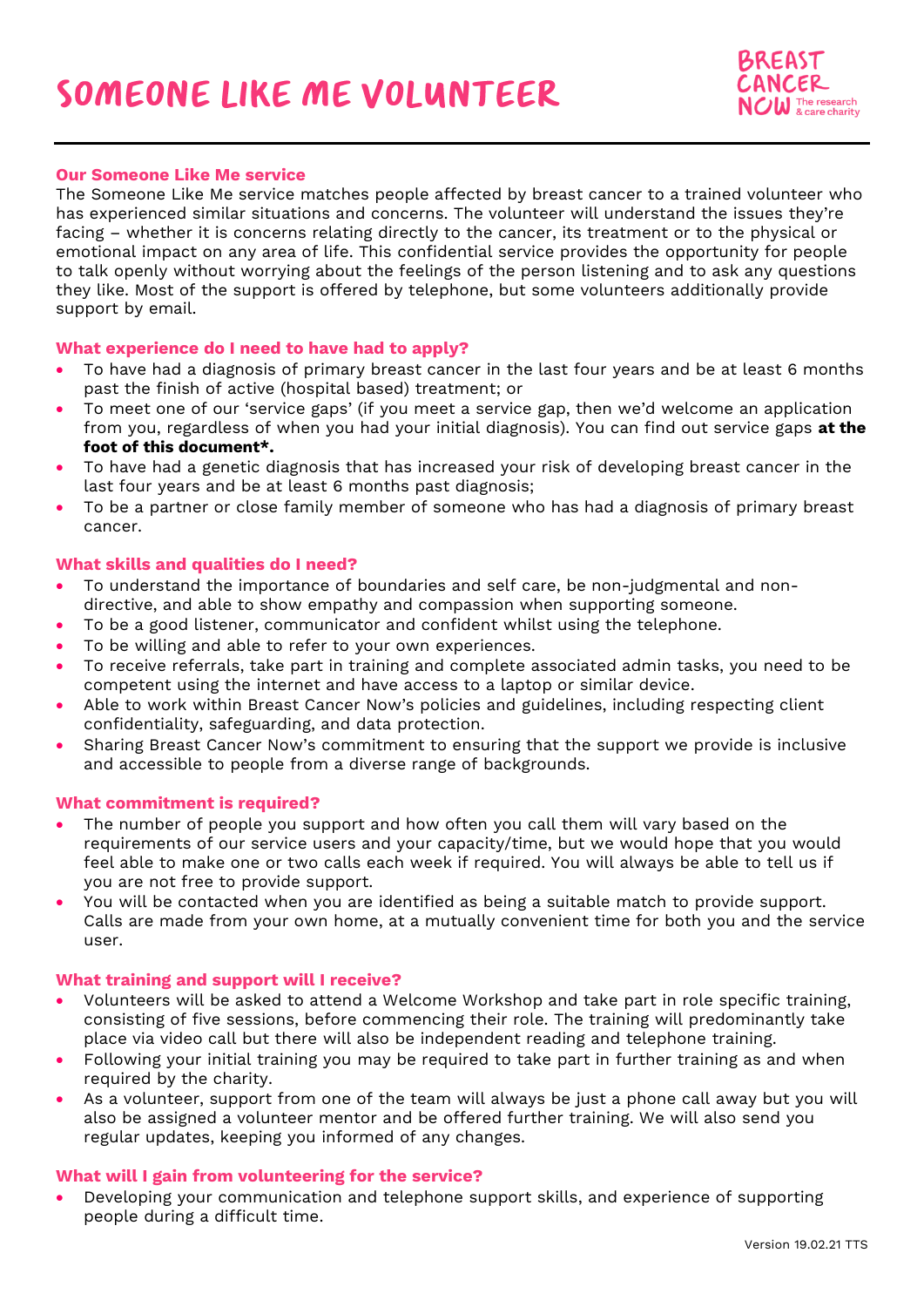# SOMEONE LIKE ME VOLUNTEER

BREAST CANCER NOW The research & care charity

## Our Someone Like Me service

The Someone Like Me service matches people affected by breast cancer to a trained volunteer who has experienced similar situations and concerns. The volunteer will understand the issues they're facing – whether it is concerns relating directly to the cancer, its treatment or to the physical or emotional impact on any area of life. This confidential service provides the opportunity for people to talk openly without worrying about the feelings of the person listening and to ask any questions they like. Most of the support is offered by telephone, but some volunteers additionally provide support by email.

## What experience do I need to have had to apply?

- To have had a diagnosis of primary breast cancer in the last four years and be at least 6 months past the finish of active (hospital based) treatment; or
- To meet one of our 'service gaps' (if you meet a service gap, then we'd welcome an application from you, regardless of when you had your initial diagnosis). You can find out service gaps **at the foot of this document*.**
- To have had a genetic diagnosis that has increased your risk of developing breast cancer in the last four years and be at least 6 months past diagnosis;
- To be a partner or close family member of someone who has had a diagnosis of primary breast cancer.

## What skills and qualities do I need?

- To understand the importance of boundaries and self care, be non-judgmental and non-directive, and able to show empathy and compassion when supporting someone.
- To be a good listener, communicator and confident whilst using the telephone.
- To be willing and able to refer to your own experiences.
- To receive referrals, take part in training and complete associated admin tasks, you need to be competent using the internet and have access to a laptop or similar device.
- Able to work within Breast Cancer Now's policies and guidelines, including respecting client confidentiality, safeguarding, and data protection.
- Sharing Breast Cancer Now's commitment to ensuring that the support we provide is inclusive and accessible to people from a diverse range of backgrounds.

## What commitment is required?

- The number of people you support and how often you call them will vary based on the requirements of our service users and your capacity/time, but we would hope that you would feel able to make one or two calls each week if required. You will always be able to tell us if you are not free to provide support.
- You will be contacted when you are identified as being a suitable match to provide support. Calls are made from your own home, at a mutually convenient time for both you and the service user.

## What training and support will I receive?

- Volunteers will be asked to attend a Welcome Workshop and take part in role specific training, consisting of five sessions, before commencing their role. The training will predominantly take place via video call but there will also be independent reading and telephone training.
- Following your initial training you may be required to take part in further training as and when required by the charity.
- As a volunteer, support from one of the team will always be just a phone call away but you will also be assigned a volunteer mentor and be offered further training. We will also send you regular updates, keeping you informed of any changes.

## What will I gain from volunteering for the service?

- Developing your communication and telephone support skills, and experience of supporting people during a difficult time.

Version 19.02.21 TTS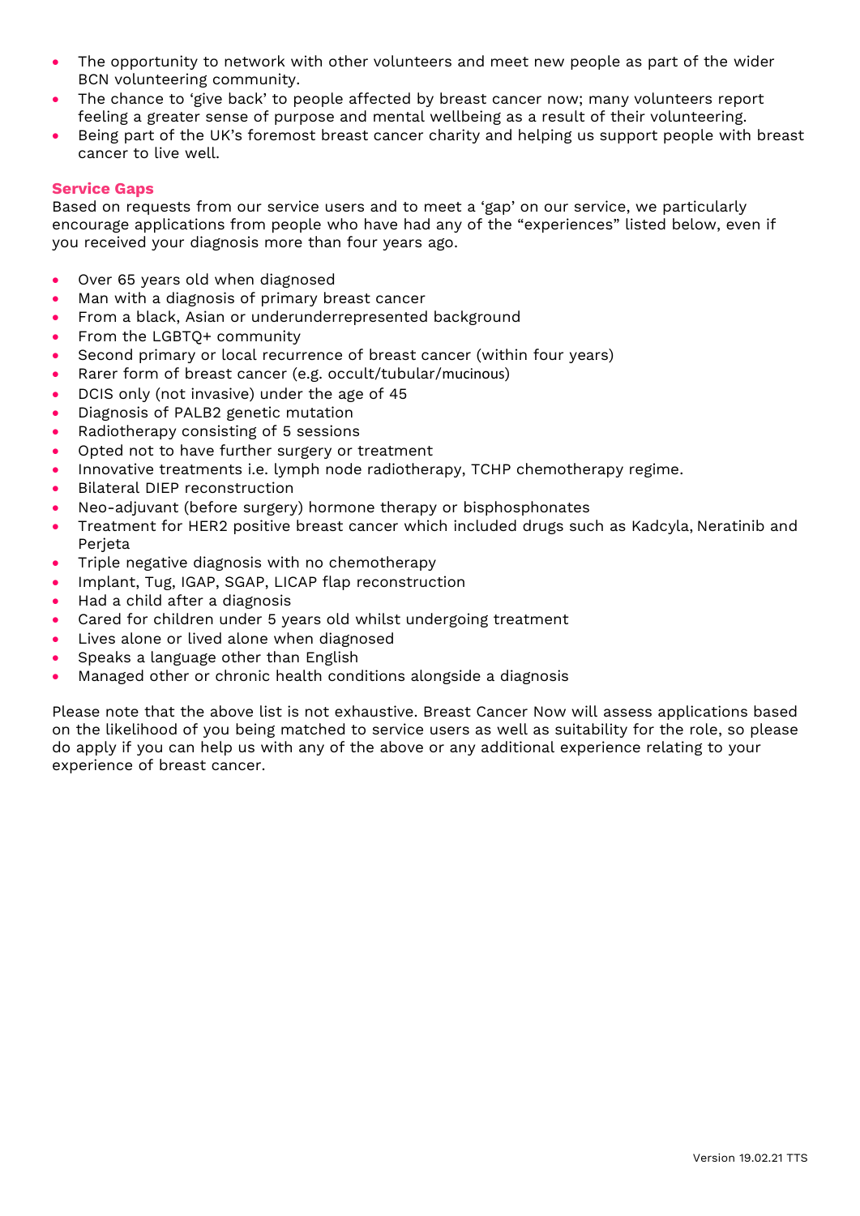- The opportunity to network with other volunteers and meet new people as part of the wider BCN volunteering community.
- The chance to 'give back' to people affected by breast cancer now; many volunteers report feeling a greater sense of purpose and mental wellbeing as a result of their volunteering.
- Being part of the UK's foremost breast cancer charity and helping us support people with breast cancer to live well.

**Service Gaps**

Based on requests from our service users and to meet a 'gap' on our service, we particularly encourage applications from people who have had any of the "experiences" listed below, even if you received your diagnosis more than four years ago.

- Over 65 years old when diagnosed
- Man with a diagnosis of primary breast cancer
- From a black, Asian or underunderrepresented background
- From the LGBTQ+ community
- Second primary or local recurrence of breast cancer (within four years)
- Rarer form of breast cancer (e.g. occult/tubular/mucinous)
- DCIS only (not invasive) under the age of 45
- Diagnosis of PALB2 genetic mutation
- Radiotherapy consisting of 5 sessions
- Opted not to have further surgery or treatment
- Innovative treatments i.e. lymph node radiotherapy, TCHP chemotherapy regime.
- Bilateral DIEP reconstruction
- Neo-adjuvant (before surgery) hormone therapy or bisphosphonates
- Treatment for HER2 positive breast cancer which included drugs such as Kadcyla, Neratinib and Perjeta
- Triple negative diagnosis with no chemotherapy
- Implant, Tug, IGAP, SGAP, LICAP flap reconstruction
- Had a child after a diagnosis
- Cared for children under 5 years old whilst undergoing treatment
- Lives alone or lived alone when diagnosed
- Speaks a language other than English
- Managed other or chronic health conditions alongside a diagnosis

Please note that the above list is not exhaustive. Breast Cancer Now will assess applications based on the likelihood of you being matched to service users as well as suitability for the role, so please do apply if you can help us with any of the above or any additional experience relating to your experience of breast cancer.

Version 19.02.21 TTS